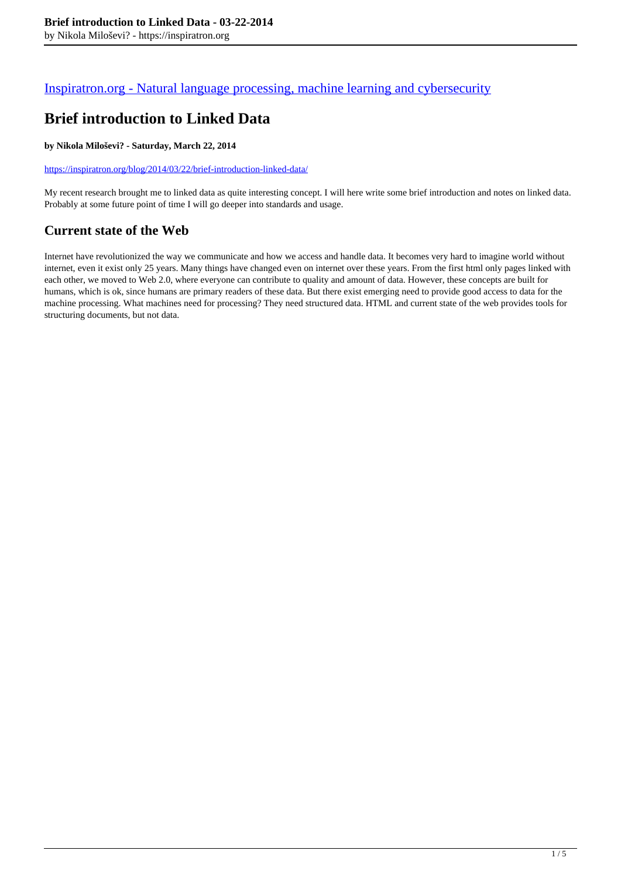[Inspiratron.org - Natural language processing, machine learning and cybersecurity](https://inspiratron.org)

# Brief introduction to Linked Data

**by Nikola Miloševi? - Saturday, March 22, 2014**

https://inspiratron.org/blog/2014/03/22/brief-introduction-linked-data/

My recent research brought me to linked data as quite interesting concept. I will here write some brief introduction and notes on linked data. Probably at some future point of time I will go deeper into standards and usage.

## Current state of the Web

Internet have revolutionized the way we communicate and how we access and handle data. It becomes very hard to imagine world without internet, even it exist only 25 years. Many things have changed even on internet over these years. From the first html only pages linked with each other, we moved to Web 2.0, where everyone can contribute to quality and amount of data. However, these concepts are built for humans, which is ok, since humans are primary readers of these data. But there exist emerging need to provide good access to data for the machine processing. What machines need for processing? They need structured data. HTML and current state of the web provides tools for structuring documents, but not data.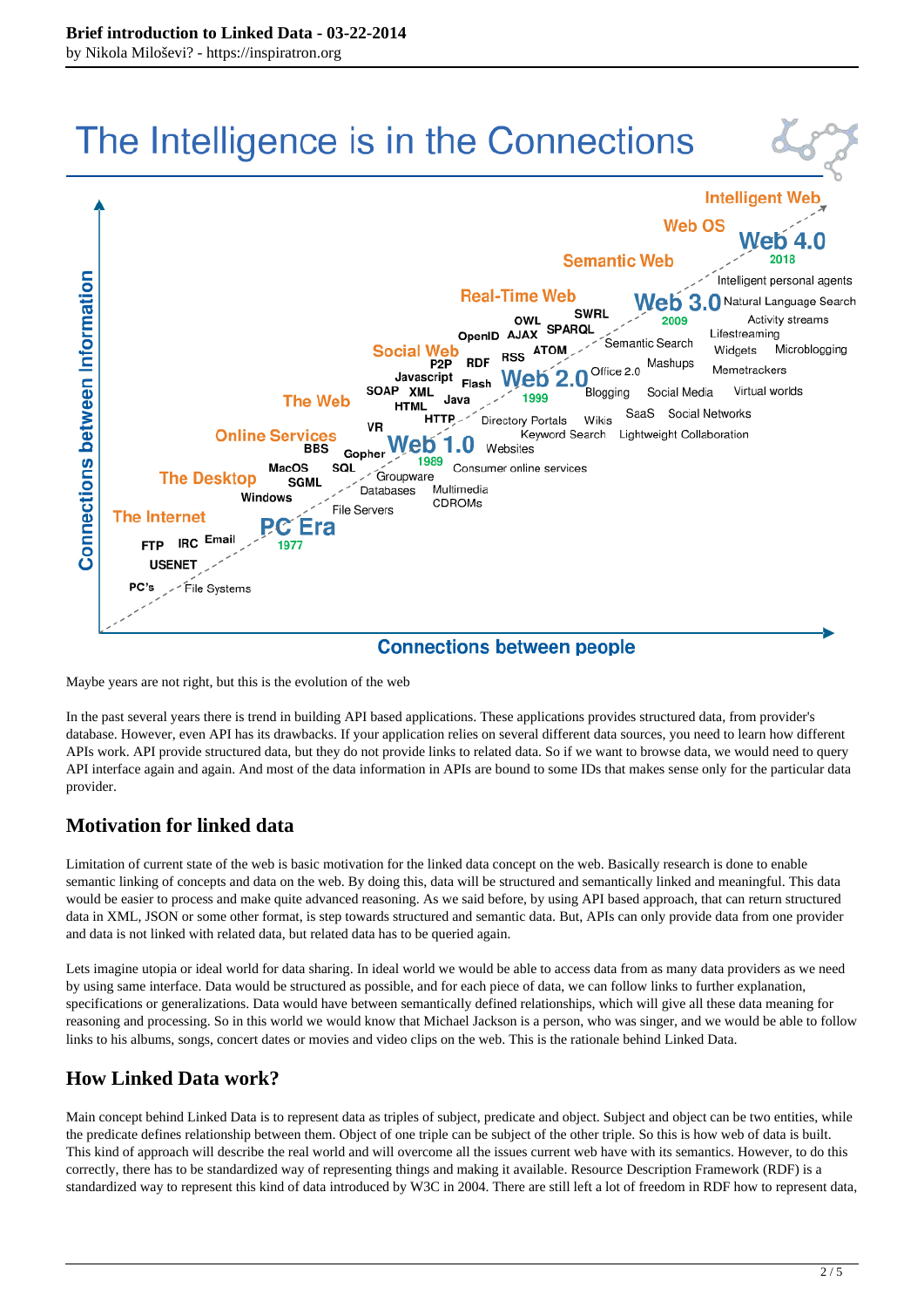Maybe years are not right, but this is the evolution of the web

In the past several years there is trend in building API based applications. These applications provides structured data, from provider's database. However, even API has its drawbacks. If your application relies on several different data sources, you need to learn how different APIs work. API provide structured data, but they do not provide links to related data. So if we want to browse data, we would need to query API interface again and again. And most of the data information in APIs are bound to some IDs that makes sense only for the particular data provider.

## Motivation for linked data

Limitation of current state of the web is basic motivation for the linked data concept on the web. Basically research is done to enable semantic linking of concepts and data on the web. By doing this, data will be structured and semantically linked and meaningful. This data would be easier to process and make quite advanced reasoning. As we said before, by using API based approach, that can return structured data in XML, JSON or some other format, is step towards structured and semantic data. But, APIs can only provide data from one provider and data is not linked with related data, but related data has to be queried again.

Lets imagine utopia or ideal world for data sharing. In ideal world we would be able to access data from as many data providers as we need by using same interface. Data would be structured as possible, and for each piece of data, we can follow links to further explanation, specifications or generalizations. Data would have between semantically defined relationships, which will give all these data meaning for reasoning and processing. So in this world we would know that Michael Jackson is a person, who was singer, and we would be able to follow links to his albums, songs, concert dates or movies and video clips on the web. This is the rationale behind Linked Data.

## How Linked Data work?

Main concept behind Linked Data is to represent data as triples of subject, predicate and object. Subject and object can be two entities, while the predicate defines relationship between them. Object of one triple can be subject of the other triple. So this is how web of data is built. This kind of approach will describe the real world and will overcome all the issues current web have with its semantics. However, to do this correctly, there has to be standardized way of representing things and making it available. Resource Description Framework (RDF) is a standardized way to represent this kind of data introduced by W3C in 2004. There are still left a lot of freedom in RDF how to represent data,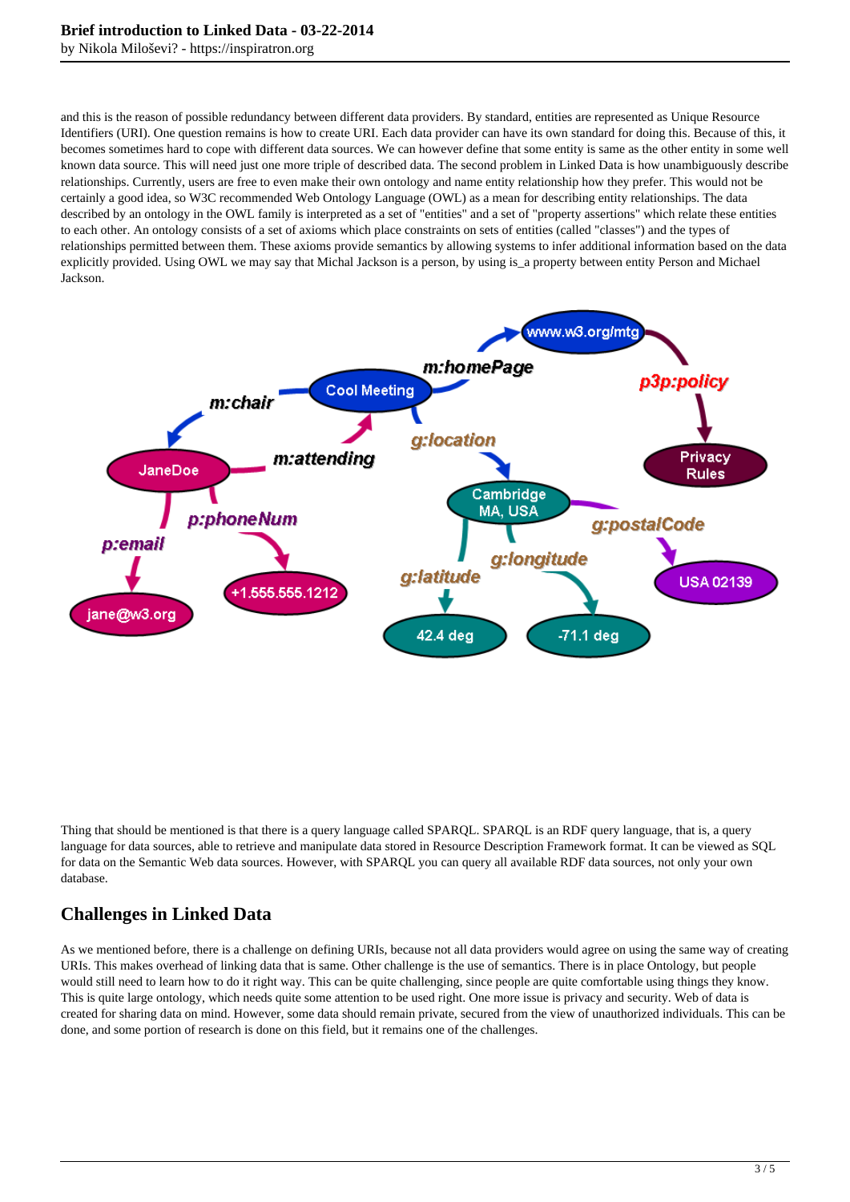and this is the reason of possible redundancy between different data providers. By standard, entities are represented as Unique Resource Identifiers (URI). One question remains is how to create URI. Each data provider can have its own standard for doing this. Because of this, it becomes sometimes hard to cope with different data sources. We can however define that some entity is same as the other entity in some well known data source. This will need just one more triple of described data. The second problem in Linked Data is how unambiguously describe relationships. Currently, users are free to even make their own ontology and name entity relationship how they prefer. This would not be certainly a good idea, so W3C recommended Web Ontology Language (OWL) as a mean for describing entity relationships. The data described by an ontology in the OWL family is interpreted as a set of "entities" and a set of "property assertions" which relate these entities to each other. An ontology consists of a set of axioms which place constraints on sets of entities (called "classes") and the types of relationships permitted between them. These axioms provide semantics by allowing systems to infer additional information based on the data explicitly provided. Using OWL we may say that Michal Jackson is a person, by using is_a property between entity Person and Michael Jackson.

Thing that should be mentioned is that there is a query language called SPARQL. SPARQL is an RDF query language, that is, a query language for data sources, able to retrieve and manipulate data stored in Resource Description Framework format. It can be viewed as SQL for data on the Semantic Web data sources. However, with SPARQL you can query all available RDF data sources, not only your own database.

## Challenges in Linked Data

As we mentioned before, there is a challenge on defining URIs, because not all data providers would agree on using the same way of creating URIs. This makes overhead of linking data that is same. Other challenge is the use of semantics. There is in place Ontology, but people would still need to learn how to do it right way. This can be quite challenging, since people are quite comfortable using things they know. This is quite large ontology, which needs quite some attention to be used right. One more issue is privacy and security. Web of data is created for sharing data on mind. However, some data should remain private, secured from the view of unauthorized individuals. This can be done, and some portion of research is done on this field, but it remains one of the challenges.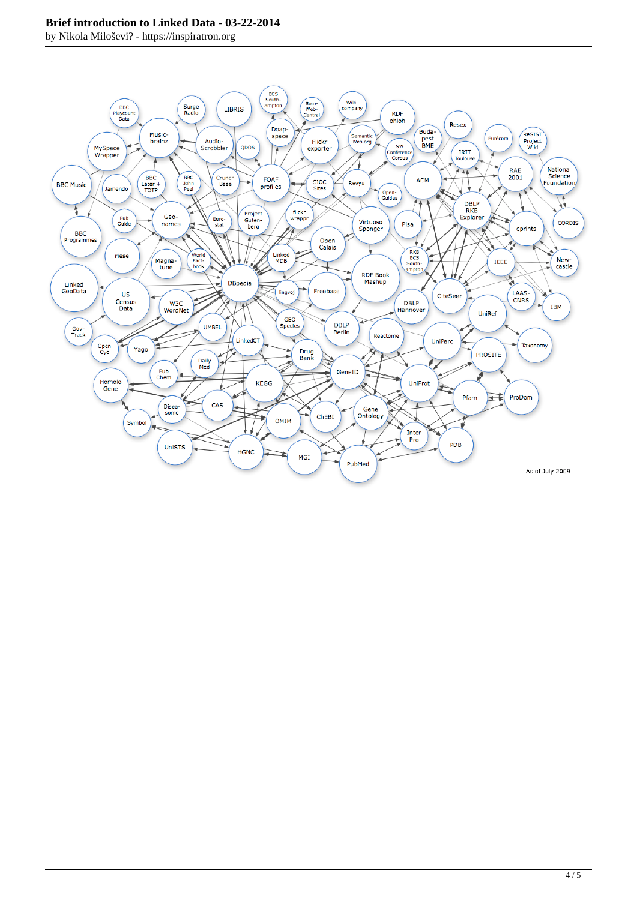As of July 2009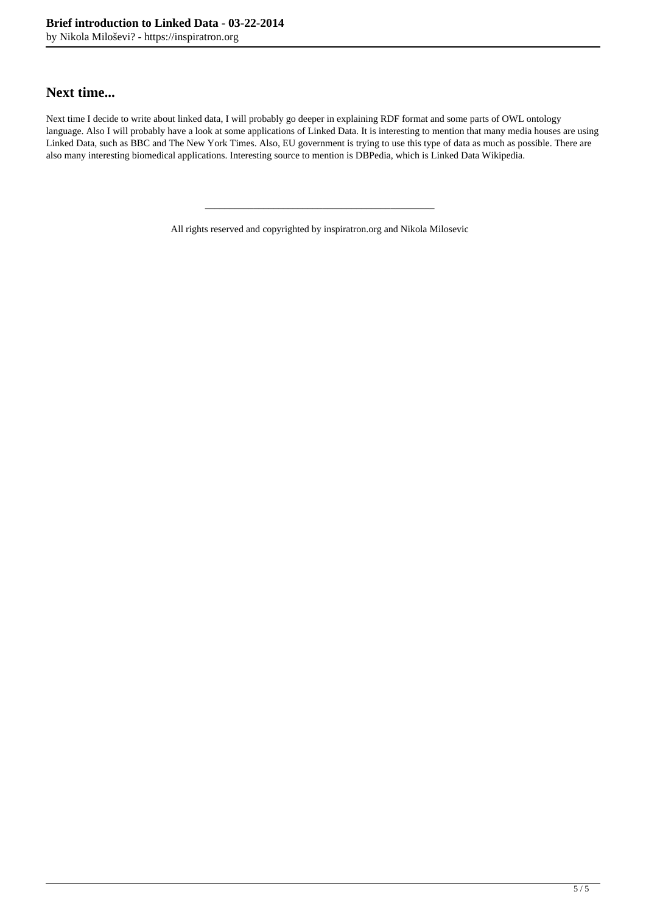## Next time...

Next time I decide to write about linked data, I will probably go deeper in explaining RDF format and some parts of OWL ontology language. Also I will probably have a look at some applications of Linked Data. It is interesting to mention that many media houses are using Linked Data, such as BBC and The New York Times. Also, EU government is trying to use this type of data as much as possible. There are also many interesting biomedical applications. Interesting source to mention is DBPedia, which is Linked Data Wikipedia.

---

All rights reserved and copyrighted by inspiratron.org and Nikola Milosevic